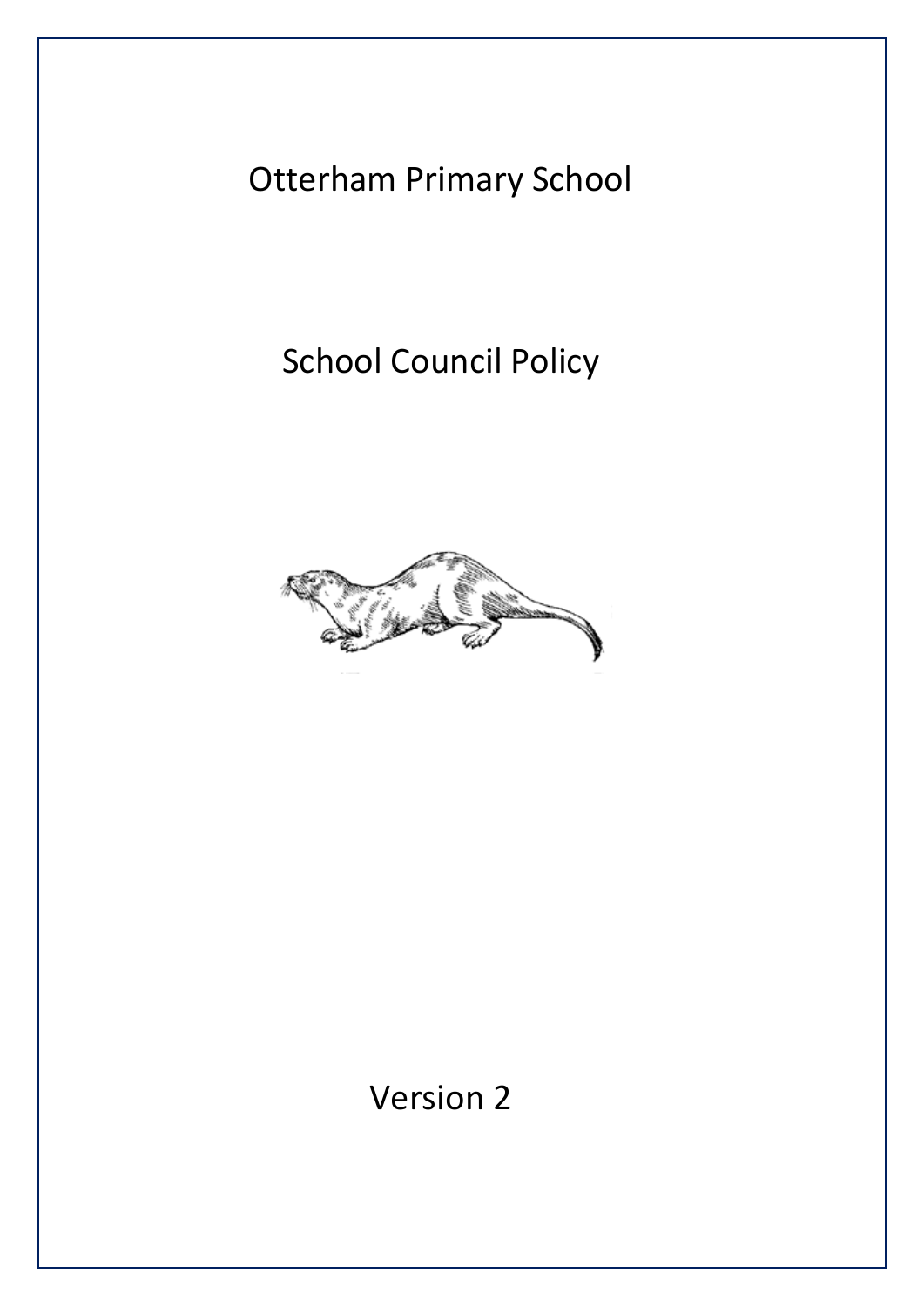# Otterham Primary School

# School Council Policy

Version 2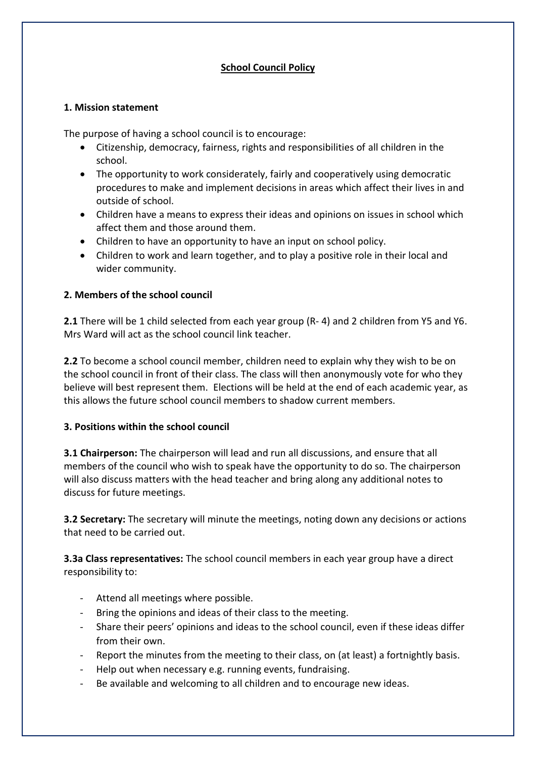# School Council Policy

## 1. Mission statement

The purpose of having a school council is to encourage:

- Citizenship, democracy, fairness, rights and responsibilities of all children in the school.
- The opportunity to work considerately, fairly and cooperatively using democratic procedures to make and implement decisions in areas which affect their lives in and outside of school.
- Children have a means to express their ideas and opinions on issues in school which affect them and those around them.
- Children to have an opportunity to have an input on school policy.
- Children to work and learn together, and to play a positive role in their local and wider community.

## 2. Members of the school council

**2.1** There will be 1 child selected from each year group (R- 4) and 2 children from Y5 and Y6. Mrs Ward will act as the school council link teacher.

**2.2** To become a school council member, children need to explain why they wish to be on the school council in front of their class. The class will then anonymously vote for who they believe will best represent them. Elections will be held at the end of each academic year, as this allows the future school council members to shadow current members.

## 3. Positions within the school council

**3.1 Chairperson:** The chairperson will lead and run all discussions, and ensure that all members of the council who wish to speak have the opportunity to do so. The chairperson will also discuss matters with the head teacher and bring along any additional notes to discuss for future meetings.

**3.2 Secretary:** The secretary will minute the meetings, noting down any decisions or actions that need to be carried out.

**3.3a Class representatives:** The school council members in each year group have a direct responsibility to:

- Attend all meetings where possible.
- Bring the opinions and ideas of their class to the meeting.
- Share their peers' opinions and ideas to the school council, even if these ideas differ from their own.
- Report the minutes from the meeting to their class, on (at least) a fortnightly basis.
- Help out when necessary e.g. running events, fundraising.
- Be available and welcoming to all children and to encourage new ideas.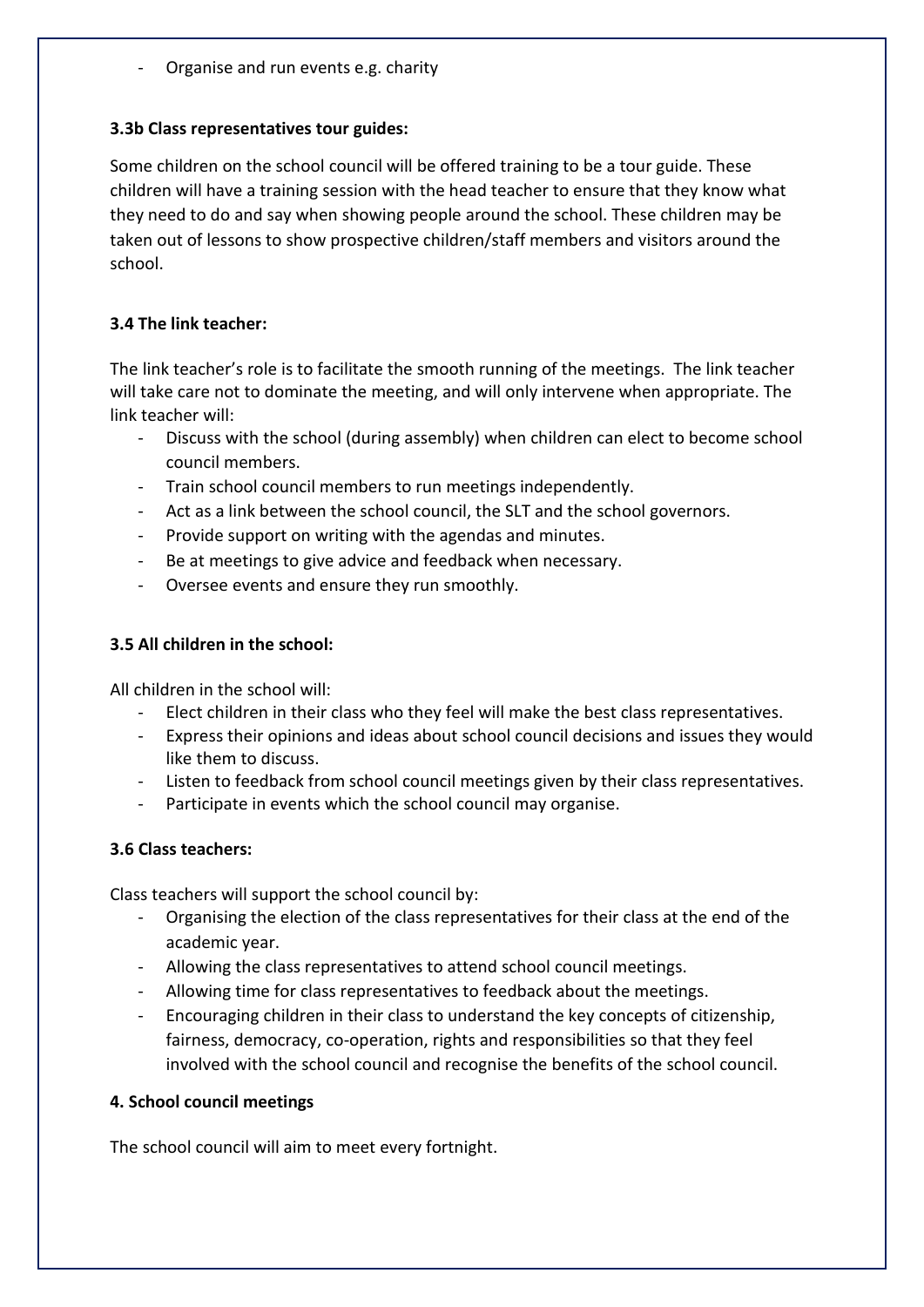- Organise and run events e.g. charity

**3.3b Class representatives tour guides:**

Some children on the school council will be offered training to be a tour guide. These children will have a training session with the head teacher to ensure that they know what they need to do and say when showing people around the school. These children may be taken out of lessons to show prospective children/staff members and visitors around the school.

**3.4 The link teacher:**

The link teacher's role is to facilitate the smooth running of the meetings. The link teacher will take care not to dominate the meeting, and will only intervene when appropriate. The link teacher will:

- Discuss with the school (during assembly) when children can elect to become school council members.
- Train school council members to run meetings independently.
- Act as a link between the school council, the SLT and the school governors.
- Provide support on writing with the agendas and minutes.
- Be at meetings to give advice and feedback when necessary.
- Oversee events and ensure they run smoothly.

**3.5 All children in the school:**

All children in the school will:

- Elect children in their class who they feel will make the best class representatives.
- Express their opinions and ideas about school council decisions and issues they would like them to discuss.
- Listen to feedback from school council meetings given by their class representatives.
- Participate in events which the school council may organise.

**3.6 Class teachers:**

Class teachers will support the school council by:

- Organising the election of the class representatives for their class at the end of the academic year.
- Allowing the class representatives to attend school council meetings.
- Allowing time for class representatives to feedback about the meetings.
- Encouraging children in their class to understand the key concepts of citizenship, fairness, democracy, co-operation, rights and responsibilities so that they feel involved with the school council and recognise the benefits of the school council.

**4. School council meetings**

The school council will aim to meet every fortnight.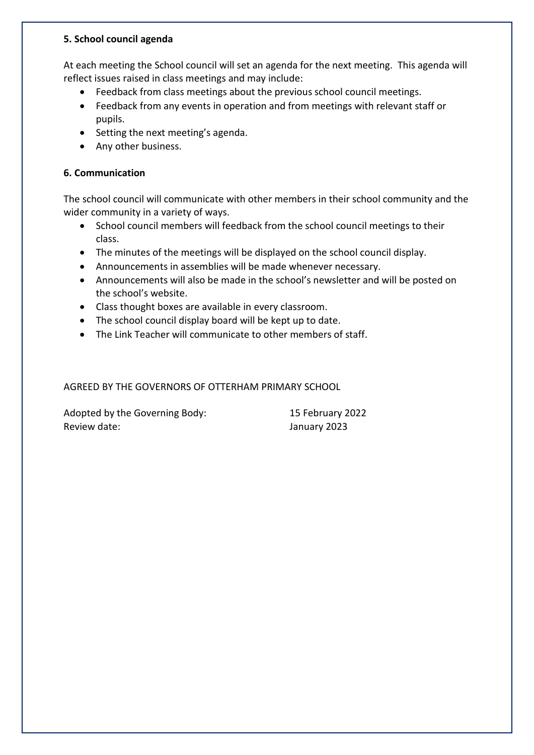**5. School council agenda**

At each meeting the School council will set an agenda for the next meeting. This agenda will reflect issues raised in class meetings and may include:

- Feedback from class meetings about the previous school council meetings.
- Feedback from any events in operation and from meetings with relevant staff or pupils.
- Setting the next meeting's agenda.
- Any other business.

**6. Communication**

The school council will communicate with other members in their school community and the wider community in a variety of ways.

- School council members will feedback from the school council meetings to their class.
- The minutes of the meetings will be displayed on the school council display.
- Announcements in assemblies will be made whenever necessary.
- Announcements will also be made in the school's newsletter and will be posted on the school's website.
- Class thought boxes are available in every classroom.
- The school council display board will be kept up to date.
- The Link Teacher will communicate to other members of staff.

AGREED BY THE GOVERNORS OF OTTERHAM PRIMARY SCHOOL

| | |
|---|---|
| Adopted by the Governing Body: | 15 February 2022 |
| Review date: | January 2023 |